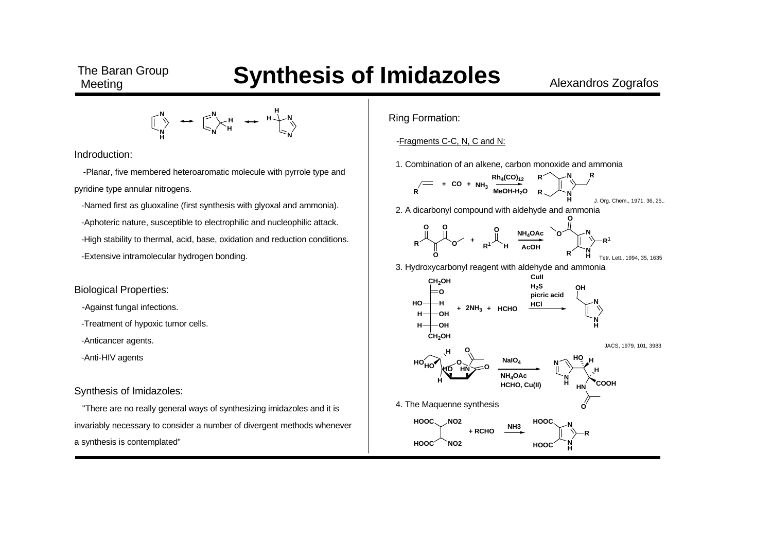# Synthesis of Imidazoles

Alexandros Zografos

## Indroduction:

-Planar, five membered heteroaromatic molecule with pyrrole type and pyridine type annular nitrogens.

-Named first as gluoxaline (first synthesis with glyoxal and ammonia).

-Aphoteric nature, susceptible to electrophilic and nucleophilic attack.

-High stability to thermal, acid, base, oxidation and reduction conditions.

-Extensive intramolecular hydrogen bonding.

## Biological Properties:

-Against fungal infections.

-Treatment of hypoxic tumor cells.

-Anticancer agents.

-Anti-HIV agents

## Synthesis of Imidazoles:

"There are no really general ways of synthesizing imidazoles and it is invariably necessary to consider a number of divergent methods whenever a synthesis is contemplated"

## Ring Formation:

-Fragments C-C, N, C and N:

1. Combination of an alkene, carbon monoxide and ammonia

$Rh_4(CO)_{12}$, MeOH-$H_2O$

J. Org. Chem., 1971, 36, 25,.

2. A dicarbonyl compound with aldehyde and ammonia

$NH_4OAc$, AcOH

Tetr. Lett., 1994, 35, 1635

3. Hydroxycarbonyl reagent with aldehyde and ammonia

+ $2NH_3$ + HCHO; CuII, $H_2S$, picric acid, HCl

JACS, 1979, 101, 3983

$NaIO_4$; $NH_4OAc$, HCHO, Cu(II)

4. The Maquenne synthesis

+ RCHO; NH3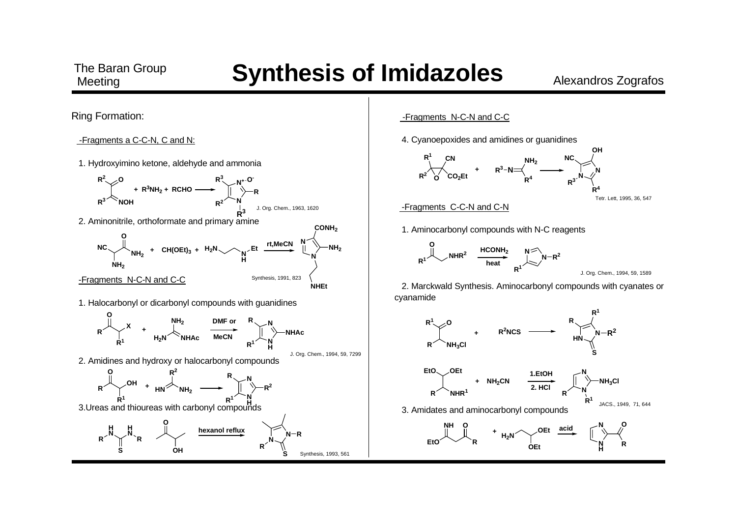# Synthesis of Imidazoles

The Baran Group Meeting — Alexandros Zografos

## Ring Formation:

### -Fragments a C-C-N, C and N:

1. Hydroxyimino ketone, aldehyde and ammonia

$R^3NH_2$ + RCHO

J. Org. Chem., 1963, 1620

2. Aminonitrile, orthoformate and primary amine

+ $CH(OEt)_3$ + rt, MeCN

Synthesis, 1991, 823

### -Fragments N-C-N and C-C

1. Halocarbonyl or dicarbonyl compounds with guanidines

DMF or MeCN

J. Org. Chem., 1994, 59, 7299

2. Amidines and hydroxy or halocarbonyl compounds

3. Ureas and thioureas with carbonyl compounds

hexanol reflux

Synthesis, 1993, 561

### -Fragments N-C-N and C-C

4. Cyanoepoxides and amidines or guanidines

Tetr. Lett, 1995, 36, 547

### -Fragments C-C-N and C-N

1. Aminocarbonyl compounds with N-C reagents

$HCONH_2$, heat

J. Org. Chem., 1994, 59, 1589

2. Marckwald Synthesis. Aminocarbonyl compounds with cyanates or cyanamide

$R^2NCS$

+ $NH_2CN$ — 1. EtOH, 2. HCl

JACS., 1949, 71, 644

3. Amidates and aminocarbonyl compounds

acid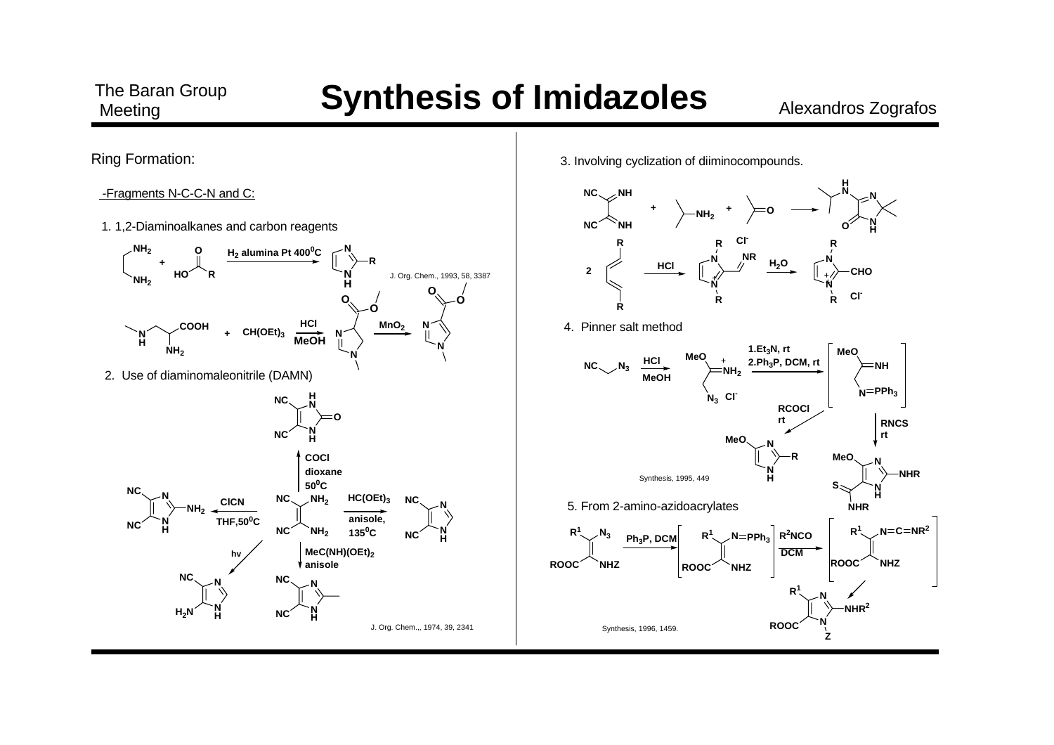# Synthesis of Imidazoles

Alexandros Zografos

## Ring Formation:

### -Fragments N-C-C-N and C:

1. 1,2-Diaminoalkanes and carbon reagents

$H_2$ alumina Pt $400^0C$

J. Org. Chem., 1993, 58, 3387

HCl, MeOH; $MnO_2$; $CH(OEt)_3$

2. Use of diaminomaleonitrile (DAMN)

COCl, dioxane, $50^0C$

$HC(OEt)_3$, anisole, $135^0C$

ClCN, THF, $50^0C$

hv

$MeC(NH)(OEt)_2$, anisole

J. Org. Chem.,, 1974, 39, 2341

3. Involving cyclization of diiminocompounds.

HCl; $H_2O$

4. Pinner salt method

HCl, MeOH

1. $Et_3N$, rt
2. $Ph_3P$, DCM, rt

RCOCl, rt

RNCS, rt

Synthesis, 1995, 449

5. From 2-amino-azidoacrylates

$Ph_3P$, DCM

$R^2NCO$, DCM

Synthesis, 1996, 1459.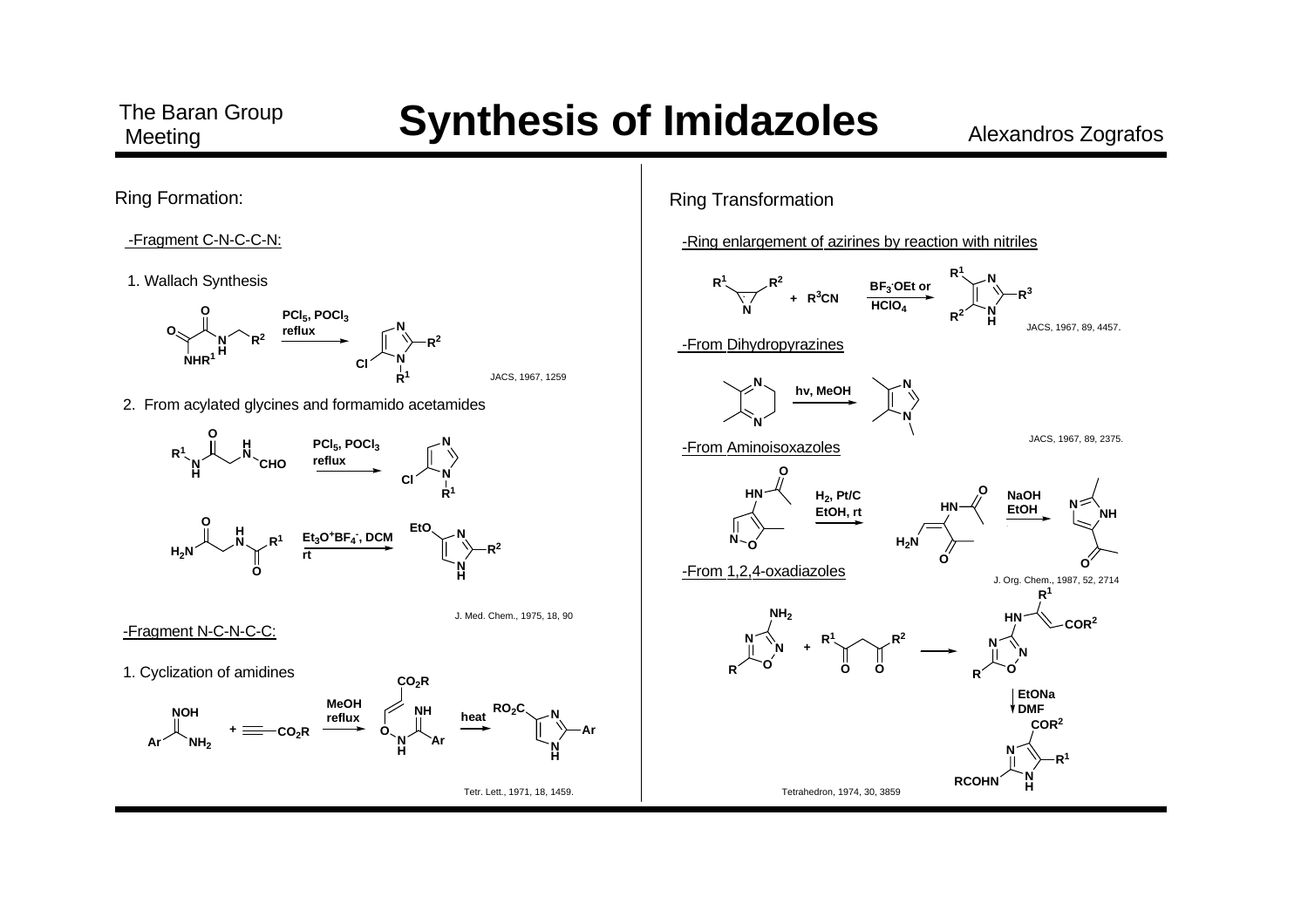# Synthesis of Imidazoles

Alexandros Zografos

## Ring Formation:

### -Fragment C-N-C-C-N:

1. Wallach Synthesis

$PCl_5$, $POCl_3$ reflux

JACS, 1967, 1259

2. From acylated glycines and formamido acetamides

$PCl_5$, $POCl_3$ reflux

$Et_3O^+BF_4^-$, DCM rt

J. Med. Chem., 1975, 18, 90

### -Fragment N-C-N-C-C:

1. Cyclization of amidines

MeOH reflux

heat

Tetr. Lett., 1971, 18, 1459.

## Ring Transformation

### -Ring enlargement of azirines by reaction with nitriles

+ $R^3CN$

$BF_3 \cdot OEt$ or $HClO_4$

JACS, 1967, 89, 4457.

### -From Dihydropyrazines

hv, MeOH

JACS, 1967, 89, 2375.

### -From Aminoisoxazoles

$H_2$, Pt/C EtOH, rt

NaOH EtOH

J. Org. Chem., 1987, 52, 2714

### -From 1,2,4-oxadiazoles

EtONa DMF

Tetrahedron, 1974, 30, 3859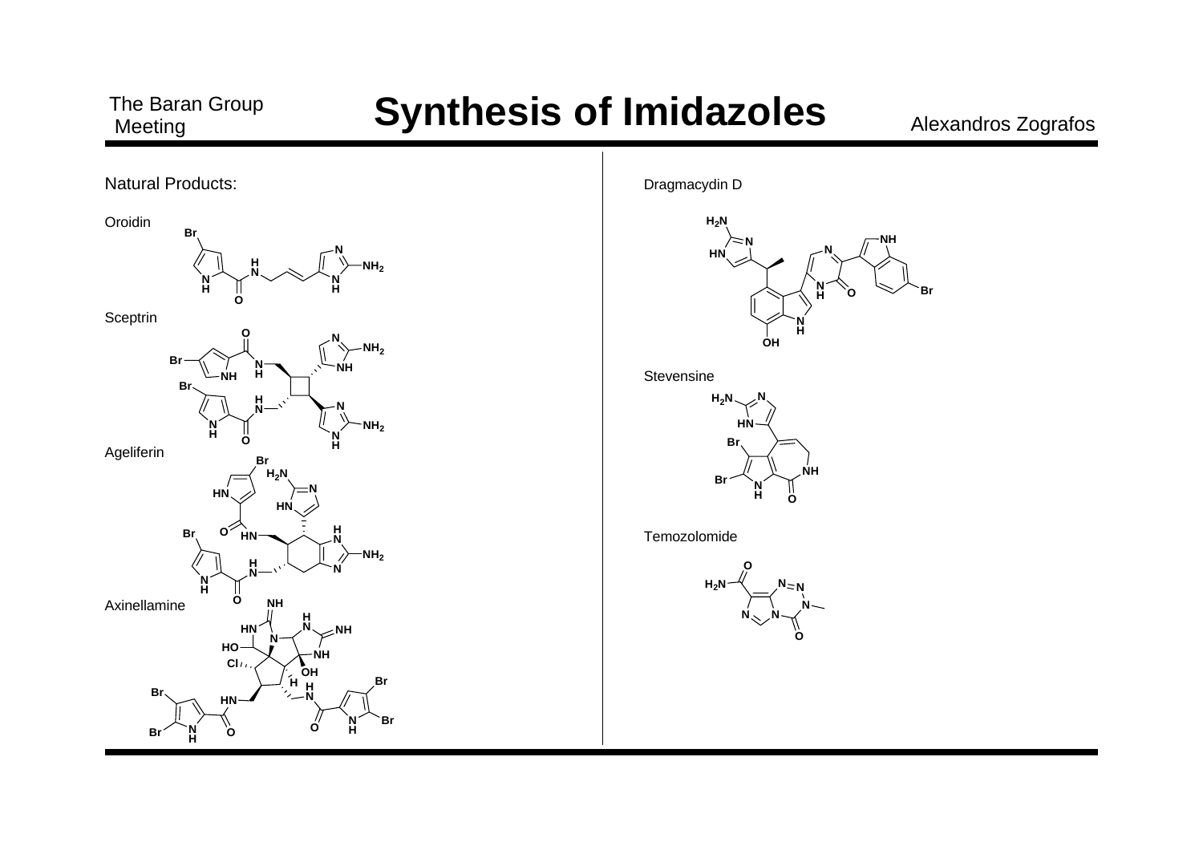Natural Products:

Oroidin

Sceptrin

Ageliferin

Axinellamine

Dragmacydin D

Stevensine

Temozolomide